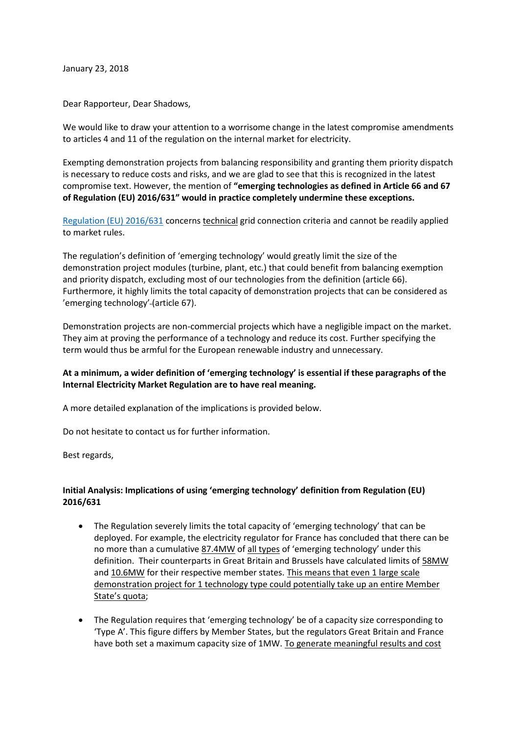January 23, 2018

Dear Rapporteur, Dear Shadows,

We would like to draw your attention to a worrisome change in the latest compromise amendments to articles 4 and 11 of the regulation on the internal market for electricity.

Exempting demonstration projects from balancing responsibility and granting them priority dispatch is necessary to reduce costs and risks, and we are glad to see that this is recognized in the latest compromise text. However, the mention of **"emerging technologies as defined in Article 66 and 67 of Regulation (EU) 2016/631" would in practice completely undermine these exceptions.**

Regulation (EU) 2016/631 concerns technical grid connection criteria and cannot be readily applied to market rules.

The regulation's definition of 'emerging technology' would greatly limit the size of the demonstration project modules (turbine, plant, etc.) that could benefit from balancing exemption and priority dispatch, excluding most of our technologies from the definition (article 66). Furthermore, it highly limits the total capacity of demonstration projects that can be considered as 'emerging technology' (article 67).

Demonstration projects are non-commercial projects which have a negligible impact on the market. They aim at proving the performance of a technology and reduce its cost. Further specifying the term would thus be armful for the European renewable industry and unnecessary.

**At a minimum, a wider definition of 'emerging technology' is essential if these paragraphs of the Internal Electricity Market Regulation are to have real meaning.**

A more detailed explanation of the implications is provided below.

Do not hesitate to contact us for further information.

Best regards,

**Initial Analysis: Implications of using 'emerging technology' definition from Regulation (EU) 2016/631**

- The Regulation severely limits the total capacity of 'emerging technology' that can be deployed. For example, the electricity regulator for France has concluded that there can be no more than a cumulative 87.4MW of all types of 'emerging technology' under this definition. Their counterparts in Great Britain and Brussels have calculated limits of 58MW and 10.6MW for their respective member states. This means that even 1 large scale demonstration project for 1 technology type could potentially take up an entire Member State's quota;
- The Regulation requires that 'emerging technology' be of a capacity size corresponding to 'Type A'. This figure differs by Member States, but the regulators Great Britain and France have both set a maximum capacity size of 1MW. To generate meaningful results and cost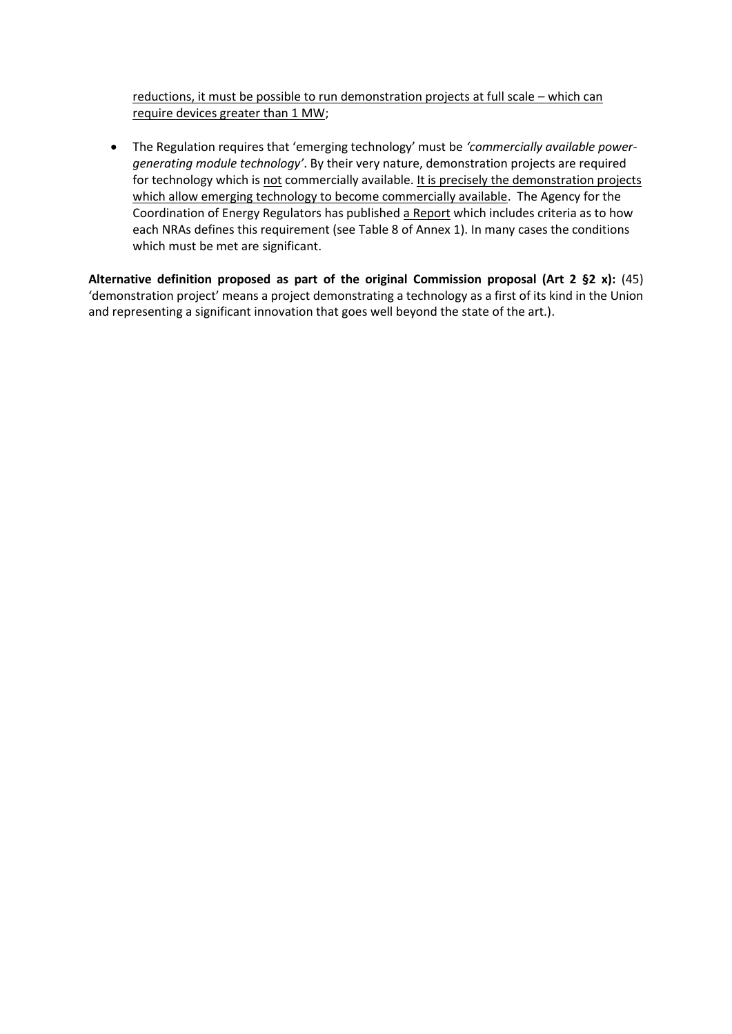reductions, it must be possible to run demonstration projects at full scale – which can require devices greater than 1 MW;

- The Regulation requires that 'emerging technology' must be *'commercially available power-generating module technology'*. By their very nature, demonstration projects are required for technology which is not commercially available. It is precisely the demonstration projects which allow emerging technology to become commercially available. The Agency for the Coordination of Energy Regulators has published a Report which includes criteria as to how each NRAs defines this requirement (see Table 8 of Annex 1). In many cases the conditions which must be met are significant.

**Alternative definition proposed as part of the original Commission proposal (Art 2 §2 x):** (45) 'demonstration project' means a project demonstrating a technology as a first of its kind in the Union and representing a significant innovation that goes well beyond the state of the art.).